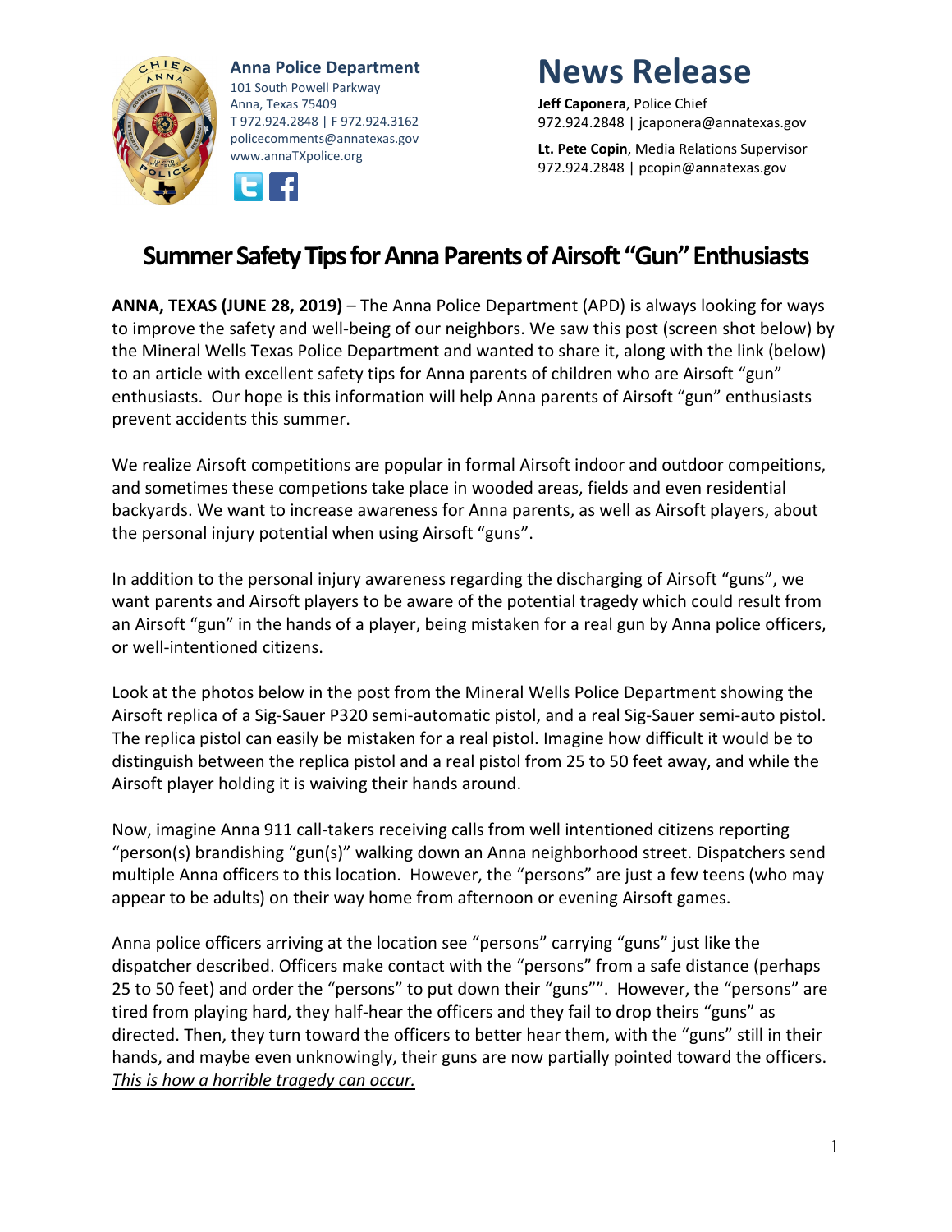**Anna Police Department**
101 South Powell Parkway
Anna, Texas 75409
T 972.924.2848 | F 972.924.3162
policecomments@annatexas.gov
www.annaTXpolice.org

# News Release

**Jeff Caponera**, Police Chief
972.924.2848 | jcaponera@annatexas.gov

**Lt. Pete Copin**, Media Relations Supervisor
972.924.2848 | pcopin@annatexas.gov

## Summer Safety Tips for Anna Parents of Airsoft "Gun" Enthusiasts

**ANNA, TEXAS (JUNE 28, 2019)** – The Anna Police Department (APD) is always looking for ways to improve the safety and well-being of our neighbors. We saw this post (screen shot below) by the Mineral Wells Texas Police Department and wanted to share it, along with the link (below) to an article with excellent safety tips for Anna parents of children who are Airsoft "gun" enthusiasts. Our hope is this information will help Anna parents of Airsoft "gun" enthusiasts prevent accidents this summer.

We realize Airsoft competitions are popular in formal Airsoft indoor and outdoor compeitions, and sometimes these competions take place in wooded areas, fields and even residential backyards. We want to increase awareness for Anna parents, as well as Airsoft players, about the personal injury potential when using Airsoft "guns".

In addition to the personal injury awareness regarding the discharging of Airsoft "guns", we want parents and Airsoft players to be aware of the potential tragedy which could result from an Airsoft "gun" in the hands of a player, being mistaken for a real gun by Anna police officers, or well-intentioned citizens.

Look at the photos below in the post from the Mineral Wells Police Department showing the Airsoft replica of a Sig-Sauer P320 semi-automatic pistol, and a real Sig-Sauer semi-auto pistol. The replica pistol can easily be mistaken for a real pistol. Imagine how difficult it would be to distinguish between the replica pistol and a real pistol from 25 to 50 feet away, and while the Airsoft player holding it is waiving their hands around.

Now, imagine Anna 911 call-takers receiving calls from well intentioned citizens reporting "person(s) brandishing "gun(s)" walking down an Anna neighborhood street. Dispatchers send multiple Anna officers to this location. However, the "persons" are just a few teens (who may appear to be adults) on their way home from afternoon or evening Airsoft games.

Anna police officers arriving at the location see "persons" carrying "guns" just like the dispatcher described. Officers make contact with the "persons" from a safe distance (perhaps 25 to 50 feet) and order the "persons" to put down their "guns"". However, the "persons" are tired from playing hard, they half-hear the officers and they fail to drop theirs "guns" as directed. Then, they turn toward the officers to better hear them, with the "guns" still in their hands, and maybe even unknowingly, their guns are now partially pointed toward the officers. *This is how a horrible tragedy can occur.*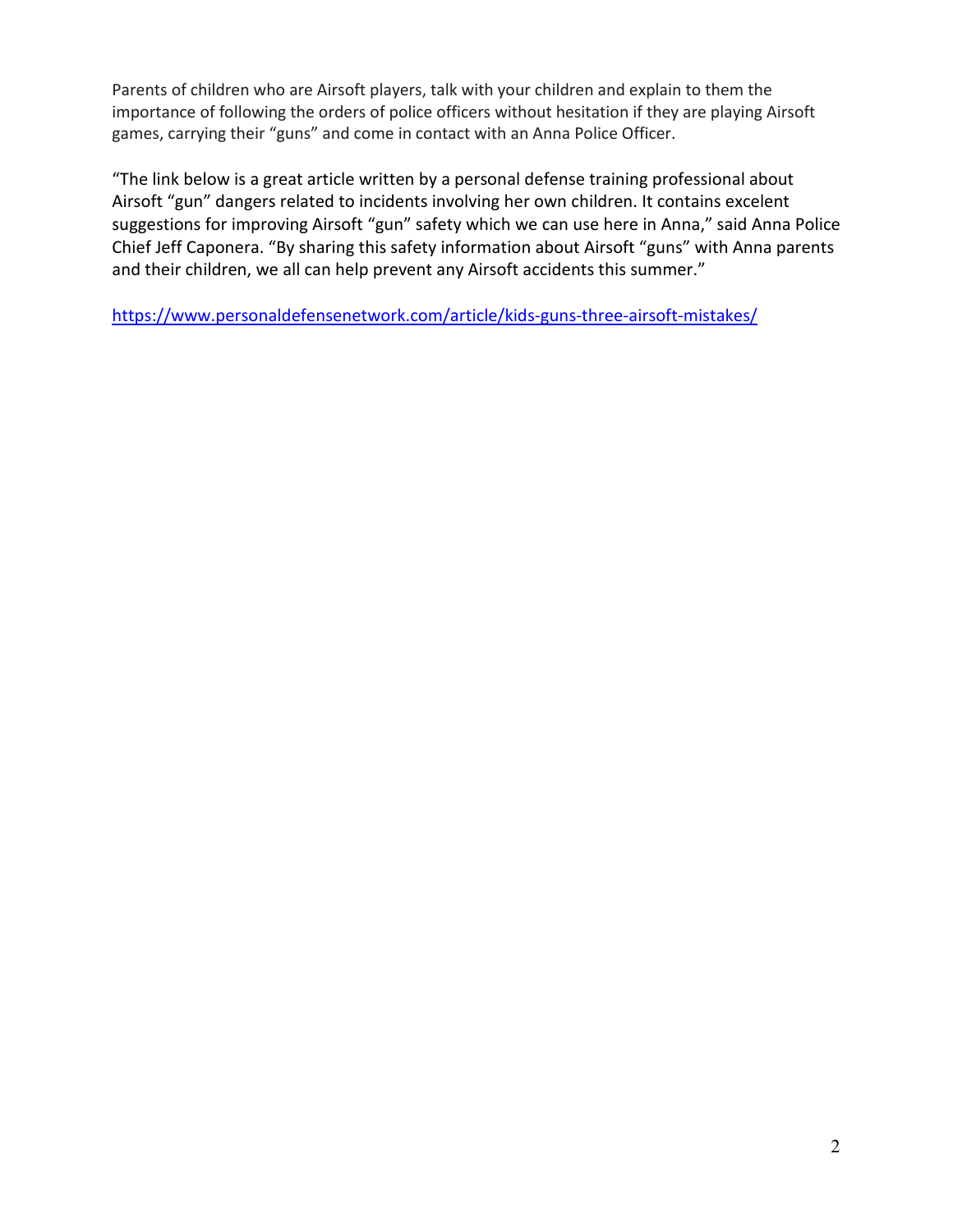Parents of children who are Airsoft players, talk with your children and explain to them the importance of following the orders of police officers without hesitation if they are playing Airsoft games, carrying their "guns" and come in contact with an Anna Police Officer.

"The link below is a great article written by a personal defense training professional about Airsoft "gun" dangers related to incidents involving her own children. It contains excelent suggestions for improving Airsoft "gun" safety which we can use here in Anna," said Anna Police Chief Jeff Caponera. "By sharing this safety information about Airsoft "guns" with Anna parents and their children, we all can help prevent any Airsoft accidents this summer."

https://www.personaldefensenetwork.com/article/kids-guns-three-airsoft-mistakes/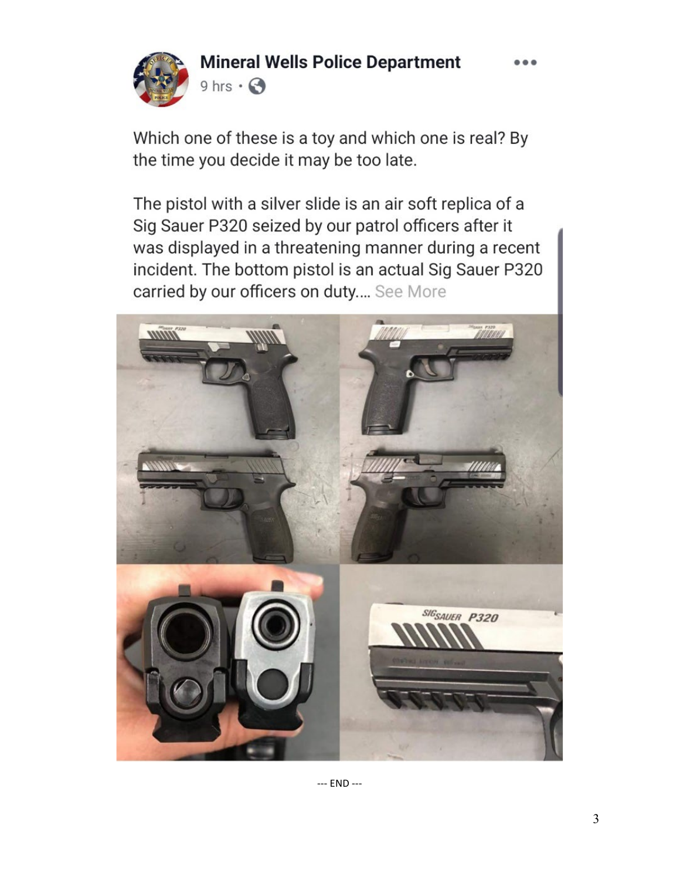**Mineral Wells Police Department**
9 hrs ·

Which one of these is a toy and which one is real? By the time you decide it may be too late.

The pistol with a silver slide is an air soft replica of a Sig Sauer P320 seized by our patrol officers after it was displayed in a threatening manner during a recent incident. The bottom pistol is an actual Sig Sauer P320 carried by our officers on duty.... See More

--- END ---